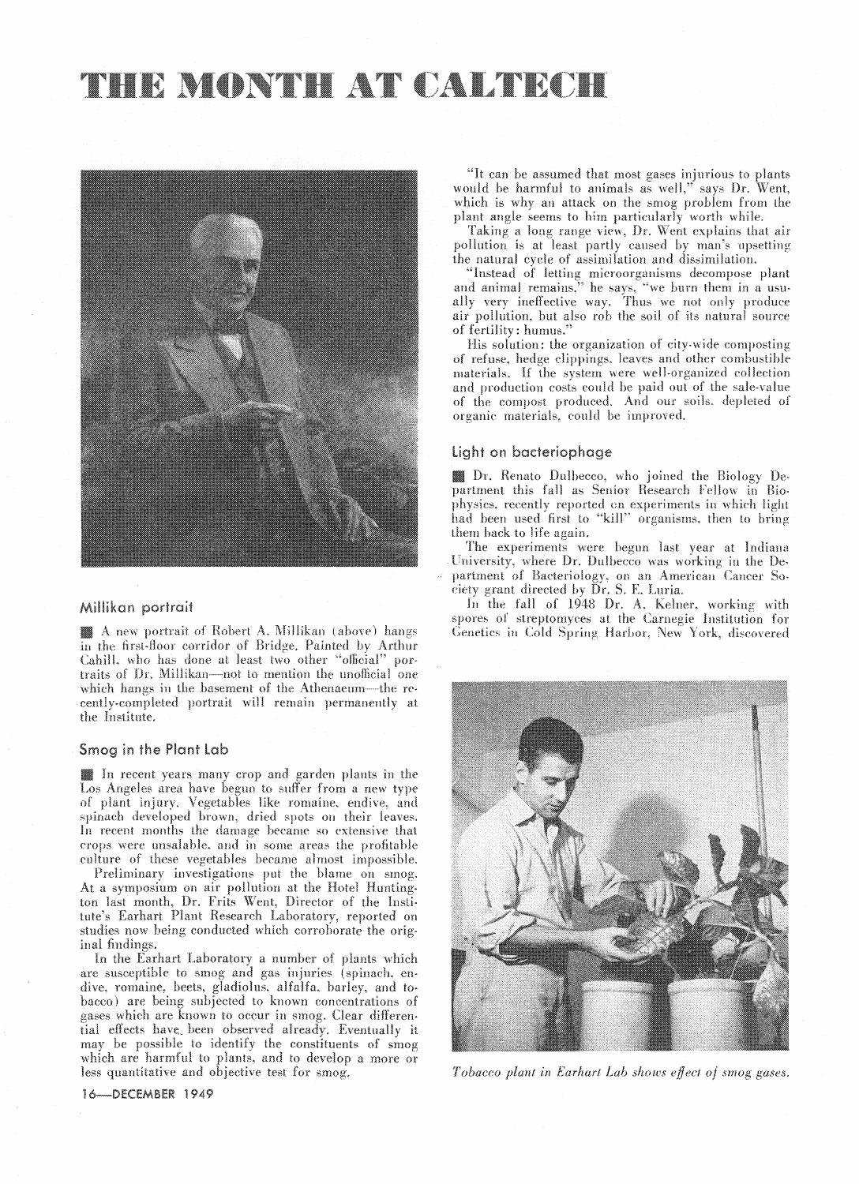# THE MONTH AT CALTECH

## Millikan portrait

A new portrait of Robert A. Millikan (above) hangs in the first-floor corridor of Bridge. Painted by Arthur Cahill, who has done at least two other "official" portraits of Dr. Millikan—not to mention the unofficial one which hangs in the basement of the Athenaeum—the recently-completed portrait will remain permanently at the Institute.

## Smog in the Plant Lab

In recent years many crop and garden plants in the Los Angeles area have begun to suffer from a new type of plant injury. Vegetables like romaine, endive, and spinach developed brown, dried spots on their leaves. In recent months the damage became so extensive that crops were unsalable, and in some areas the profitable culture of these vegetables became almost impossible.

Preliminary investigations put the blame on smog. At a symposium on air pollution at the Hotel Huntington last month, Dr. Frits Went, Director of the Institute's Earhart Plant Research Laboratory, reported on studies now being conducted which corroborate the original findings.

In the Earhart Laboratory a number of plants which are susceptible to smog and gas injuries (spinach, endive, romaine, beets, gladiolus, alfalfa, barley, and tobacco) are being subjected to known concentrations of gases which are known to occur in smog. Clear differential effects have been observed already. Eventually it may be possible to identify the constituents of smog which are harmful to plants, and to develop a more or less quantitative and objective test for smog.

"It can be assumed that most gases injurious to plants would be harmful to animals as well," says Dr. Went, which is why an attack on the smog problem from the plant angle seems to him particularly worth while.

Taking a long range view, Dr. Went explains that air pollution is at least partly caused by man's upsetting the natural cycle of assimilation and dissimilation.

"Instead of letting microorganisms decompose plant and animal remains," he says, "we burn them in a usually very ineffective way. Thus we not only produce air pollution, but also rob the soil of its natural source of fertility: humus."

His solution: the organization of city-wide composting of refuse, hedge clippings, leaves and other combustible materials. If the system were well-organized collection and production costs could be paid out of the sale-value of the compost produced. And our soils, depleted of organic materials, could be improved.

## Light on bacteriophage

Dr. Renato Dulbecco, who joined the Biology Department this fall as Senior Research Fellow in Biophysics, recently reported on experiments in which light had been used first to "kill" organisms, then to bring them back to life again.

The experiments were begun last year at Indiana University, where Dr. Dulbecco was working in the Department of Bacteriology, on an American Cancer Society grant directed by Dr. S. E. Luria.

In the fall of 1948 Dr. A. Kelner, working with spores of streptomyces at the Carnegie Institution for Genetics in Cold Spring Harbor, New York, discovered

*Tobacco plant in Earhart Lab shows effect of smog gases.*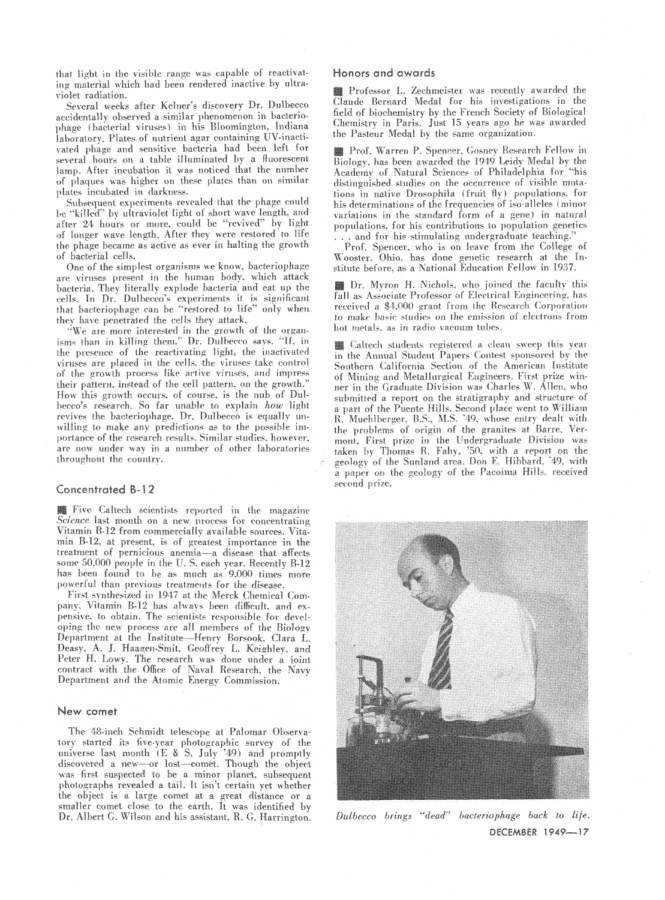that light in the visible range was capable of reactivating material which had been rendered inactive by ultraviolet radiation.

Several weeks after Kelner's discovery Dr. Dulbecco accidentally observed a similar phenomenon in bacteriophage (bacterial viruses) in his Bloomington, Indiana laboratory. Plates of nutrient agar containing UV-inactivated phage and sensitive bacteria had been left for several hours on a table illuminated by a fluorescent lamp. After incubation it was noticed that the number of plaques was higher on these plates than on similar plates incubated in darkness.

Subsequent experiments revealed that the phage could be "killed" by ultraviolet light of short wave length, and after 24 hours or more, could be "revived" by light of longer wave length. After they were restored to life the phage became as active as ever in halting the growth of bacterial cells.

One of the simplest organisms we know, bacteriophage are viruses present in the human body, which attack bacteria. They literally explode bacteria and eat up the cells. In Dr. Dulbecco's experiments it is significant that bacteriophage can be "restored to life" only when they have penetrated the cells they attack.

"We are more interested in the growth of the organisms than in killing them." Dr. Dulbecco says. "If, in the presence of the reactivating light, the inactivated viruses are placed in the cells, the viruses take control of the growth process like active viruses, and impress their pattern, instead of the cell pattern, on the growth." How this growth occurs, of course, is the nub of Dulbecco's research. So far unable to explain *how* light revives the bacteriophage, Dr. Dulbecco is equally unwilling to make any predictions as to the possible importance of the research results. Similar studies, however, are now under way in a number of other laboratories throughout the country.

## Concentrated B-12

Five Caltech scientists reported in the magazine *Science* last month on a new process for concentrating Vitamin B-12 from commercially available sources. Vitamin B-12, at present, is of greatest importance in the treatment of pernicious anemia—a disease that affects some 50,000 people in the U. S. each year. Recently B-12 has been found to be as much as 9,000 times more powerful than previous treatments for the disease.

First synthesized in 1947 at the Merck Chemical Company, Vitamin B-12 has always been difficult, and expensive, to obtain. The scientists responsible for developing the new process are all members of the Biology Department at the Institute—Henry Borsook, Clara L. Deasy, A. J. Haagen-Smit, Geoffrey L. Keighley, and Peter H. Lowy. The research was done under a joint contract with the Office of Naval Research, the Navy Department and the Atomic Energy Commission.

## New comet

The 48-inch Schmidt telescope at Palomar Observatory started its five-year photographic survey of the universe last month (E & S, July '49) and promptly discovered a new—or lost—comet. Though the object was first suspected to be a minor planet, subsequent photographs revealed a tail. It isn't certain yet whether the object is a large comet at a great distance or a smaller comet close to the earth. It was identified by Dr. Albert G. Wilson and his assistant, R. G. Harrington.

## Honors and awards

Professor L. Zechmeister was recently awarded the Claude Bernard Medal for his investigations in the field of biochemistry by the French Society of Biological Chemistry in Paris. Just 15 years ago he was awarded the Pasteur Medal by the same organization.

Prof. Warren P. Spencer, Gosney Research Fellow in Biology, has been awarded the 1949 Leidy Medal by the Academy of Natural Sciences of Philadelphia for "his distinguished studies on the occurrence of visible mutations in native Drosophila (fruit fly) populations, for his determinations of the frequencies of iso-alleles (minor variations in the standard form of a gene) in natural populations, for his contributions to population genetics . . . and for his stimulating undergraduate teaching."

Prof. Spencer, who is on leave from the College of Wooster, Ohio, has done genetic research at the Institute before, as a National Education Fellow in 1937.

Dr. Myron H. Nichols, who joined the faculty this fall as Associate Professor of Electrical Engineering, has received a $4,000 grant from the Research Corporation to make basic studies on the emission of electrons from hot metals, as in radio vacuum tubes.

Caltech students registered a clean sweep this year in the Annual Student Papers Contest sponsored by the Southern California Section of the American Institute of Mining and Metallurgical Engineers. First prize winner in the Graduate Division was Charles W. Allen, who submitted a report on the stratigraphy and structure of a part of the Puente Hills. Second place went to William R. Muehlberger, B.S., M.S. '49, whose entry dealt with the problems of origin of the granites at Barre, Vermont. First prize in the Undergraduate Division was taken by Thomas R. Fahy, '50, with a report on the geology of the Sunland area. Don E. Hibbard, '49, with a paper on the geology of the Pacoima Hills, received second prize.

*Dulbecco brings "dead" bacteriophage back to life.*